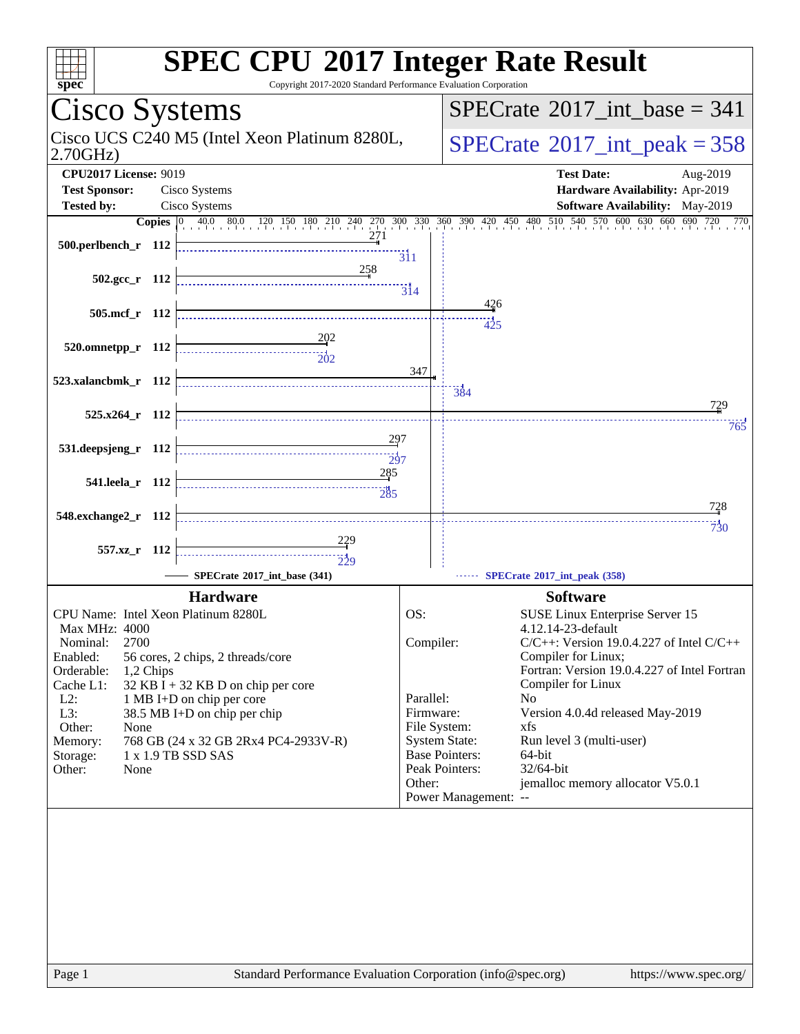# SPEC CPU 2017 Integer Rate Result

Copyright 2017-2020 Standard Performance Evaluation Corporation

## Cisco Systems

Cisco UCS C240 M5 (Intel Xeon Platinum 8280L, 2.70GHz)

**SPECrate 2017_int_base = 341**

**SPECrate 2017_int_peak = 358**

| | | | |
|---|---|---|---|
| **CPU2017 License:** | 9019 | **Test Date:** | Aug-2019 |
| **Test Sponsor:** | Cisco Systems | **Hardware Availability:** | Apr-2019 |
| **Tested by:** | Cisco Systems | **Software Availability:** | May-2019 |

| Benchmark | Copies | Base | Peak |
|---|---|---|---|
| 500.perlbench_r | 112 | 271 | 311 |
| 502.gcc_r | 112 | 258 | 314 |
| 505.mcf_r | 112 | 426 | 425 |
| 520.omnetpp_r | 112 | 202 | 202 |
| 523.xalancbmk_r | 112 | 347 | 384 |
| 525.x264_r | 112 | 729 | 765 |
| 531.deepsjeng_r | 112 | 297 | 297 |
| 541.leela_r | 112 | 285 | 285 |
| 548.exchange2_r | 112 | 728 | 730 |
| 557.xz_r | 112 | 229 | 229 |

SPECrate 2017_int_base (341) — SPECrate 2017_int_peak (358)

### Hardware

| | |
|---|---|
| CPU Name: | Intel Xeon Platinum 8280L |
| Max MHz: | 4000 |
| Nominal: | 2700 |
| Enabled: | 56 cores, 2 chips, 2 threads/core |
| Orderable: | 1,2 Chips |
| Cache L1: | 32 KB I + 32 KB D on chip per core |
| L2: | 1 MB I+D on chip per core |
| L3: | 38.5 MB I+D on chip per chip |
| Other: | None |
| Memory: | 768 GB (24 x 32 GB 2Rx4 PC4-2933V-R) |
| Storage: | 1 x 1.9 TB SSD SAS |
| Other: | None |

### Software

| | |
|---|---|
| OS: | SUSE Linux Enterprise Server 15 4.12.14-23-default |
| Compiler: | C/C++: Version 19.0.4.227 of Intel C/C++ Compiler for Linux; Fortran: Version 19.0.4.227 of Intel Fortran Compiler for Linux |
| Parallel: | No |
| Firmware: | Version 4.0.4d released May-2019 |
| File System: | xfs |
| System State: | Run level 3 (multi-user) |
| Base Pointers: | 64-bit |
| Peak Pointers: | 32/64-bit |
| Other: | jemalloc memory allocator V5.0.1 |
| Power Management: | -- |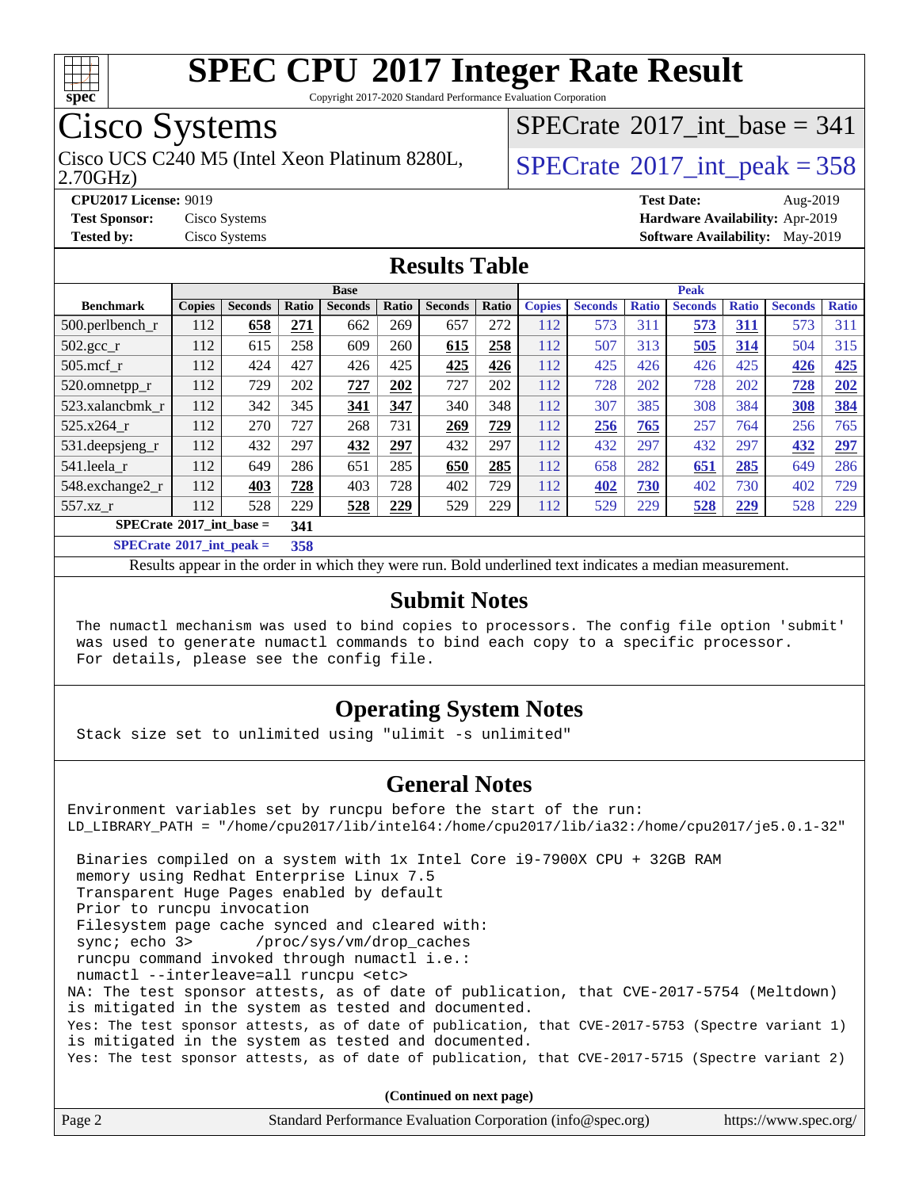# SPEC CPU 2017 Integer Rate Result

Copyright 2017-2020 Standard Performance Evaluation Corporation

## Cisco Systems

Cisco UCS C240 M5 (Intel Xeon Platinum 8280L, 2.70GHz)

SPECrate 2017_int_base = 341

SPECrate 2017_int_peak = 358

**CPU2017 License:** 9019
**Test Sponsor:** Cisco Systems
**Tested by:** Cisco Systems

**Test Date:** Aug-2019
**Hardware Availability:** Apr-2019
**Software Availability:** May-2019

## Results Table

| Benchmark | Base | | | | | | | Peak | | | | | | |
|---|---|---|---|---|---|---|---|---|---|---|---|---|---|---|
| | Copies | Seconds | Ratio | Seconds | Ratio | Seconds | Ratio | Copies | Seconds | Ratio | Seconds | Ratio | Seconds | Ratio |
| 500.perlbench_r | 112 | **658** | **271** | 662 | 269 | 657 | 272 | 112 | 573 | 311 | **573** | **311** | 573 | 311 |
| 502.gcc_r | 112 | 615 | 258 | 609 | 260 | **615** | **258** | 112 | 507 | 313 | **505** | **314** | 504 | 315 |
| 505.mcf_r | 112 | 424 | 427 | 426 | 425 | **425** | **426** | 112 | 425 | 426 | 426 | 425 | **426** | **425** |
| 520.omnetpp_r | 112 | 729 | 202 | **727** | **202** | 727 | 202 | 112 | 728 | 202 | 728 | 202 | **728** | **202** |
| 523.xalancbmk_r | 112 | 342 | 345 | **341** | **347** | 340 | 348 | 112 | 307 | 385 | 308 | 384 | **308** | **384** |
| 525.x264_r | 112 | 270 | 727 | 268 | 731 | **269** | **729** | 112 | **256** | **765** | 257 | 764 | 256 | 765 |
| 531.deepsjeng_r | 112 | 432 | 297 | **432** | **297** | 432 | 297 | 112 | 432 | 297 | 432 | 297 | **432** | **297** |
| 541.leela_r | 112 | 649 | 286 | 651 | 285 | **650** | **285** | 112 | 658 | 282 | **651** | **285** | 649 | 286 |
| 548.exchange2_r | 112 | **403** | **728** | 403 | 728 | 402 | 729 | 112 | **402** | **730** | 402 | 730 | 402 | 729 |
| 557.xz_r | 112 | 528 | 229 | **528** | **229** | 529 | 229 | 112 | 529 | 229 | **528** | **229** | 528 | 229 |

SPECrate 2017_int_base = **341**

SPECrate 2017_int_peak = **358**

Results appear in the order in which they were run. Bold underlined text indicates a median measurement.

## Submit Notes

```
The numactl mechanism was used to bind copies to processors. The config file option 'submit'
was used to generate numactl commands to bind each copy to a specific processor.
For details, please see the config file.
```

## Operating System Notes

```
Stack size set to unlimited using "ulimit -s unlimited"
```

## General Notes

```
Environment variables set by runcpu before the start of the run:
LD_LIBRARY_PATH = "/home/cpu2017/lib/intel64:/home/cpu2017/lib/ia32:/home/cpu2017/je5.0.1-32"

 Binaries compiled on a system with 1x Intel Core i9-7900X CPU + 32GB RAM
 memory using Redhat Enterprise Linux 7.5
 Transparent Huge Pages enabled by default
 Prior to runcpu invocation
 Filesystem page cache synced and cleared with:
 sync; echo 3>       /proc/sys/vm/drop_caches
 runcpu command invoked through numactl i.e.:
 numactl --interleave=all runcpu <etc>
NA: The test sponsor attests, as of date of publication, that CVE-2017-5754 (Meltdown)
is mitigated in the system as tested and documented.
Yes: The test sponsor attests, as of date of publication, that CVE-2017-5753 (Spectre variant 1)
is mitigated in the system as tested and documented.
Yes: The test sponsor attests, as of date of publication, that CVE-2017-5715 (Spectre variant 2)
```

(Continued on next page)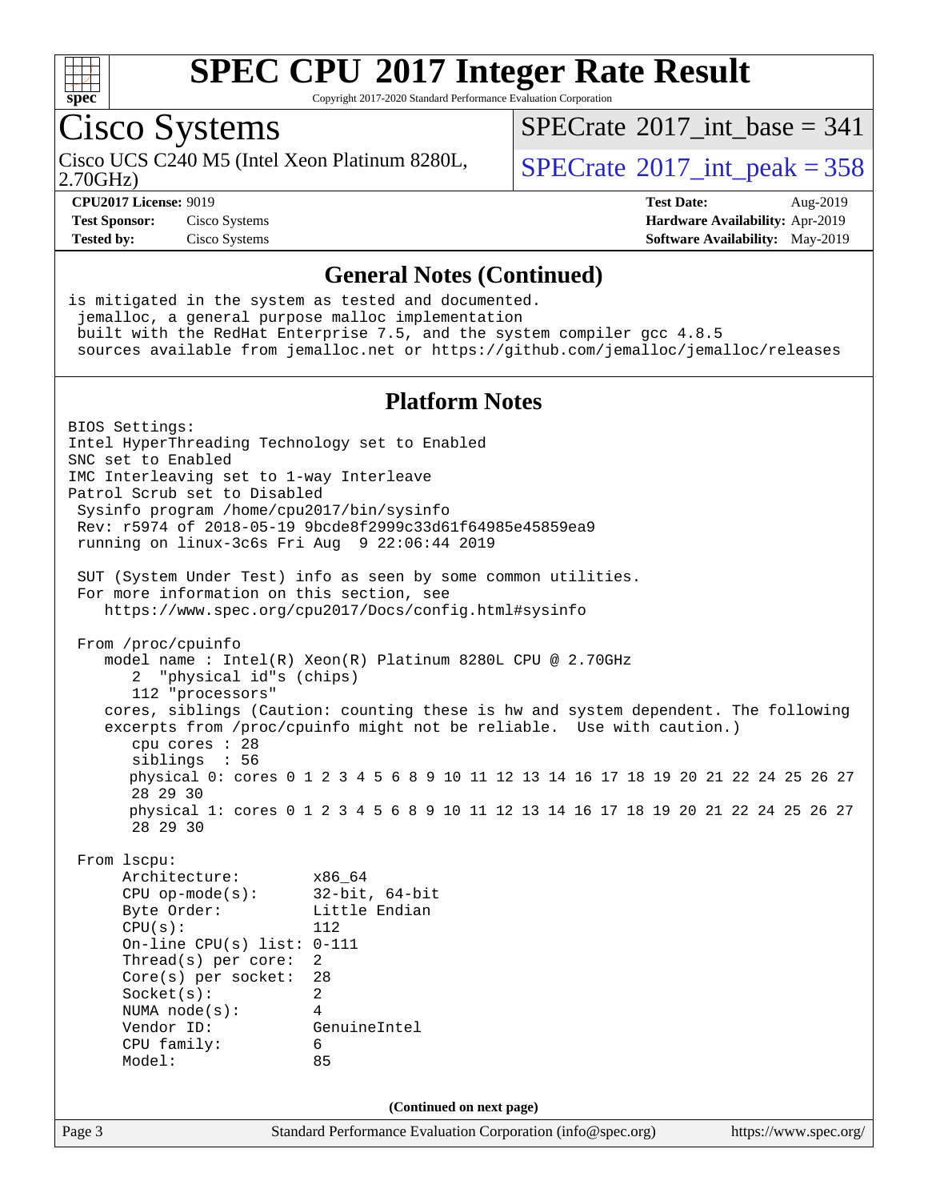# SPEC CPU 2017 Integer Rate Result

Copyright 2017-2020 Standard Performance Evaluation Corporation

## Cisco Systems

Cisco UCS C240 M5 (Intel Xeon Platinum 8280L, 2.70GHz)

SPECrate 2017_int_base = 341

SPECrate 2017_int_peak = 358

**CPU2017 License:** 9019
**Test Sponsor:** Cisco Systems
**Tested by:** Cisco Systems

**Test Date:** Aug-2019
**Hardware Availability:** Apr-2019
**Software Availability:** May-2019

### General Notes (Continued)

```
is mitigated in the system as tested and documented.
 jemalloc, a general purpose malloc implementation
 built with the RedHat Enterprise 7.5, and the system compiler gcc 4.8.5
 sources available from jemalloc.net or https://github.com/jemalloc/jemalloc/releases
```

### Platform Notes

```
BIOS Settings:
Intel HyperThreading Technology set to Enabled
SNC set to Enabled
IMC Interleaving set to 1-way Interleave
Patrol Scrub set to Disabled
 Sysinfo program /home/cpu2017/bin/sysinfo
 Rev: r5974 of 2018-05-19 9bcde8f2999c33d61f64985e45859ea9
 running on linux-3c6s Fri Aug  9 22:06:44 2019

 SUT (System Under Test) info as seen by some common utilities.
 For more information on this section, see
    https://www.spec.org/cpu2017/Docs/config.html#sysinfo

 From /proc/cpuinfo
    model name : Intel(R) Xeon(R) Platinum 8280L CPU @ 2.70GHz
       2  "physical id"s (chips)
       112 "processors"
    cores, siblings (Caution: counting these is hw and system dependent. The following
    excerpts from /proc/cpuinfo might not be reliable.  Use with caution.)
       cpu cores : 28
       siblings  : 56
       physical 0: cores 0 1 2 3 4 5 6 8 9 10 11 12 13 14 16 17 18 19 20 21 22 24 25 26 27
       28 29 30
       physical 1: cores 0 1 2 3 4 5 6 8 9 10 11 12 13 14 16 17 18 19 20 21 22 24 25 26 27
       28 29 30

 From lscpu:
      Architecture:        x86_64
      CPU op-mode(s):      32-bit, 64-bit
      Byte Order:          Little Endian
      CPU(s):              112
      On-line CPU(s) list: 0-111
      Thread(s) per core:  2
      Core(s) per socket:  28
      Socket(s):           2
      NUMA node(s):        4
      Vendor ID:           GenuineIntel
      CPU family:          6
      Model:               85
```

(Continued on next page)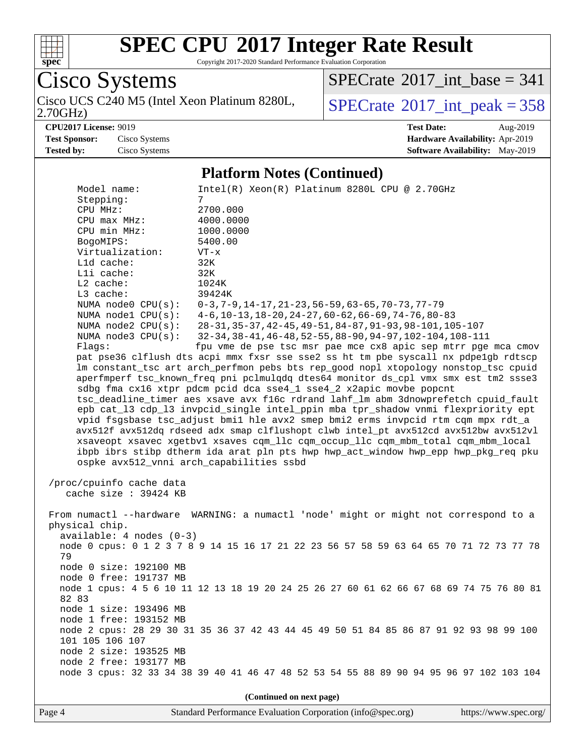# SPEC CPU 2017 Integer Rate Result

Copyright 2017-2020 Standard Performance Evaluation Corporation

**Cisco Systems**

Cisco UCS C240 M5 (Intel Xeon Platinum 8280L, 2.70GHz)

SPECrate 2017_int_base = 341

SPECrate 2017_int_peak = 358

| | | | |
|---|---|---|---|
| **CPU2017 License:** 9019 | | **Test Date:** | Aug-2019 |
| **Test Sponsor:** | Cisco Systems | **Hardware Availability:** | Apr-2019 |
| **Tested by:** | Cisco Systems | **Software Availability:** | May-2019 |

## Platform Notes (Continued)

```
     Model name:          Intel(R) Xeon(R) Platinum 8280L CPU @ 2.70GHz
     Stepping:            7
     CPU MHz:             2700.000
     CPU max MHz:         4000.0000
     CPU min MHz:         1000.0000
     BogoMIPS:            5400.00
     Virtualization:      VT-x
     L1d cache:           32K
     L1i cache:           32K
     L2 cache:            1024K
     L3 cache:            39424K
     NUMA node0 CPU(s):   0-3,7-9,14-17,21-23,56-59,63-65,70-73,77-79
     NUMA node1 CPU(s):   4-6,10-13,18-20,24-27,60-62,66-69,74-76,80-83
     NUMA node2 CPU(s):   28-31,35-37,42-45,49-51,84-87,91-93,98-101,105-107
     NUMA node3 CPU(s):   32-34,38-41,46-48,52-55,88-90,94-97,102-104,108-111
     Flags:               fpu vme de pse tsc msr pae mce cx8 apic sep mtrr pge mca cmov
     pat pse36 clflush dts acpi mmx fxsr sse sse2 ss ht tm pbe syscall nx pdpe1gb rdtscp
     lm constant_tsc art arch_perfmon pebs bts rep_good nopl xtopology nonstop_tsc cpuid
     aperfmperf tsc_known_freq pni pclmulqdq dtes64 monitor ds_cpl vmx smx est tm2 ssse3
     sdbg fma cx16 xtpr pdcm pcid dca sse4_1 sse4_2 x2apic movbe popcnt
     tsc_deadline_timer aes xsave avx f16c rdrand lahf_lm abm 3dnowprefetch cpuid_fault
     epb cat_l3 cdp_l3 invpcid_single intel_ppin mba tpr_shadow vnmi flexpriority ept
     vpid fsgsbase tsc_adjust bmi1 hle avx2 smep bmi2 erms invpcid rtm cqm mpx rdt_a
     avx512f avx512dq rdseed adx smap clflushopt clwb intel_pt avx512cd avx512bw avx512vl
     xsaveopt xsavec xgetbv1 xsaves cqm_llc cqm_occup_llc cqm_mbm_total cqm_mbm_local
     ibpb ibrs stibp dtherm ida arat pln pts hwp hwp_act_window hwp_epp hwp_pkg_req pku
     ospke avx512_vnni arch_capabilities ssbd

 /proc/cpuinfo cache data
    cache size : 39424 KB

 From numactl --hardware  WARNING: a numactl 'node' might or might not correspond to a
 physical chip.
   available: 4 nodes (0-3)
   node 0 cpus: 0 1 2 3 7 8 9 14 15 16 17 21 22 23 56 57 58 59 63 64 65 70 71 72 73 77 78
   79
   node 0 size: 192100 MB
   node 0 free: 191737 MB
   node 1 cpus: 4 5 6 10 11 12 13 18 19 20 24 25 26 27 60 61 62 66 67 68 69 74 75 76 80 81
   82 83
   node 1 size: 193496 MB
   node 1 free: 193152 MB
   node 2 cpus: 28 29 30 31 35 36 37 42 43 44 45 49 50 51 84 85 86 87 91 92 93 98 99 100
   101 105 106 107
   node 2 size: 193525 MB
   node 2 free: 193177 MB
   node 3 cpus: 32 33 34 38 39 40 41 46 47 48 52 53 54 55 88 89 90 94 95 96 97 102 103 104
```

(Continued on next page)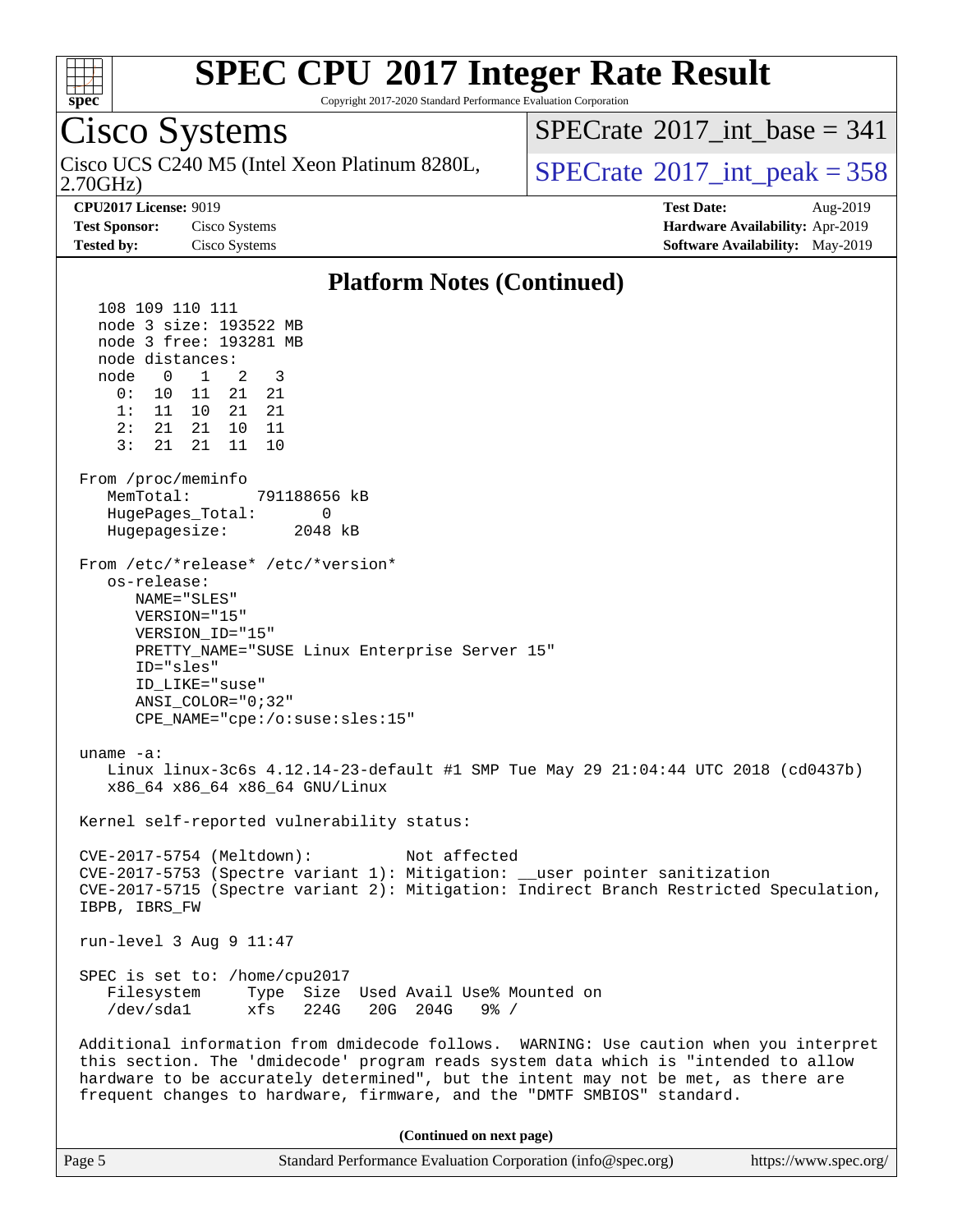# SPEC CPU 2017 Integer Rate Result

Copyright 2017-2020 Standard Performance Evaluation Corporation

## Cisco Systems

Cisco UCS C240 M5 (Intel Xeon Platinum 8280L, 2.70GHz)

SPECrate 2017_int_base = 341

SPECrate 2017_int_peak = 358

**CPU2017 License:** 9019
**Test Sponsor:** Cisco Systems
**Tested by:** Cisco Systems

**Test Date:** Aug-2019
**Hardware Availability:** Apr-2019
**Software Availability:** May-2019

### Platform Notes (Continued)

```
    108 109 110 111
    node 3 size: 193522 MB
    node 3 free: 193281 MB
    node distances:
    node   0   1   2   3
      0:  10  11  21  21
      1:  11  10  21  21
      2:  21  21  10  11
      3:  21  21  11  10

 From /proc/meminfo
    MemTotal:       791188656 kB
    HugePages_Total:       0
    Hugepagesize:       2048 kB

 From /etc/*release* /etc/*version*
    os-release:
       NAME="SLES"
       VERSION="15"
       VERSION_ID="15"
       PRETTY_NAME="SUSE Linux Enterprise Server 15"
       ID="sles"
       ID_LIKE="suse"
       ANSI_COLOR="0;32"
       CPE_NAME="cpe:/o:suse:sles:15"

 uname -a:
    Linux linux-3c6s 4.12.14-23-default #1 SMP Tue May 29 21:04:44 UTC 2018 (cd0437b)
    x86_64 x86_64 x86_64 GNU/Linux

 Kernel self-reported vulnerability status:

 CVE-2017-5754 (Meltdown):          Not affected
 CVE-2017-5753 (Spectre variant 1): Mitigation: __user pointer sanitization
 CVE-2017-5715 (Spectre variant 2): Mitigation: Indirect Branch Restricted Speculation,
 IBPB, IBRS_FW

 run-level 3 Aug 9 11:47

 SPEC is set to: /home/cpu2017
    Filesystem     Type  Size  Used Avail Use% Mounted on
    /dev/sda1      xfs   224G   20G  204G   9% /

 Additional information from dmidecode follows.  WARNING: Use caution when you interpret
 this section. The 'dmidecode' program reads system data which is "intended to allow
 hardware to be accurately determined", but the intent may not be met, as there are
 frequent changes to hardware, firmware, and the "DMTF SMBIOS" standard.
```

**(Continued on next page)**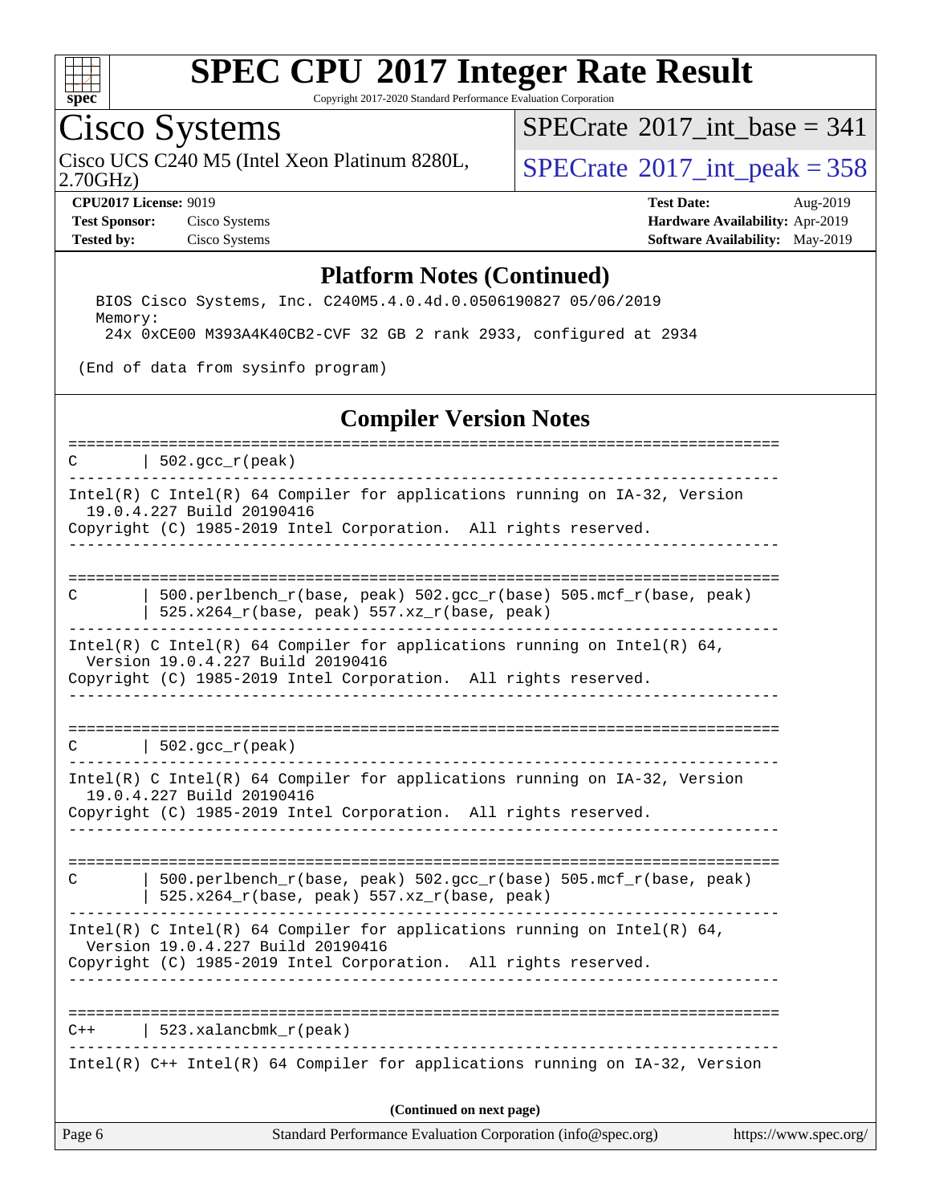## Platform Notes (Continued)

```
   BIOS Cisco Systems, Inc. C240M5.4.0.4d.0.0506190827 05/06/2019
   Memory:
    24x 0xCE00 M393A4K40CB2-CVF 32 GB 2 rank 2933, configured at 2934

 (End of data from sysinfo program)
```

## Compiler Version Notes

```
==============================================================================
C       | 502.gcc_r(peak)
------------------------------------------------------------------------------
Intel(R) C Intel(R) 64 Compiler for applications running on IA-32, Version
  19.0.4.227 Build 20190416
Copyright (C) 1985-2019 Intel Corporation.  All rights reserved.
------------------------------------------------------------------------------

==============================================================================
C       | 500.perlbench_r(base, peak) 502.gcc_r(base) 505.mcf_r(base, peak)
        | 525.x264_r(base, peak) 557.xz_r(base, peak)
------------------------------------------------------------------------------
Intel(R) C Intel(R) 64 Compiler for applications running on Intel(R) 64,
  Version 19.0.4.227 Build 20190416
Copyright (C) 1985-2019 Intel Corporation.  All rights reserved.
------------------------------------------------------------------------------

==============================================================================
C       | 502.gcc_r(peak)
------------------------------------------------------------------------------
Intel(R) C Intel(R) 64 Compiler for applications running on IA-32, Version
  19.0.4.227 Build 20190416
Copyright (C) 1985-2019 Intel Corporation.  All rights reserved.
------------------------------------------------------------------------------

==============================================================================
C       | 500.perlbench_r(base, peak) 502.gcc_r(base) 505.mcf_r(base, peak)
        | 525.x264_r(base, peak) 557.xz_r(base, peak)
------------------------------------------------------------------------------
Intel(R) C Intel(R) 64 Compiler for applications running on Intel(R) 64,
  Version 19.0.4.227 Build 20190416
Copyright (C) 1985-2019 Intel Corporation.  All rights reserved.
------------------------------------------------------------------------------

==============================================================================
C++     | 523.xalancbmk_r(peak)
------------------------------------------------------------------------------
Intel(R) C++ Intel(R) 64 Compiler for applications running on IA-32, Version
```

**(Continued on next page)**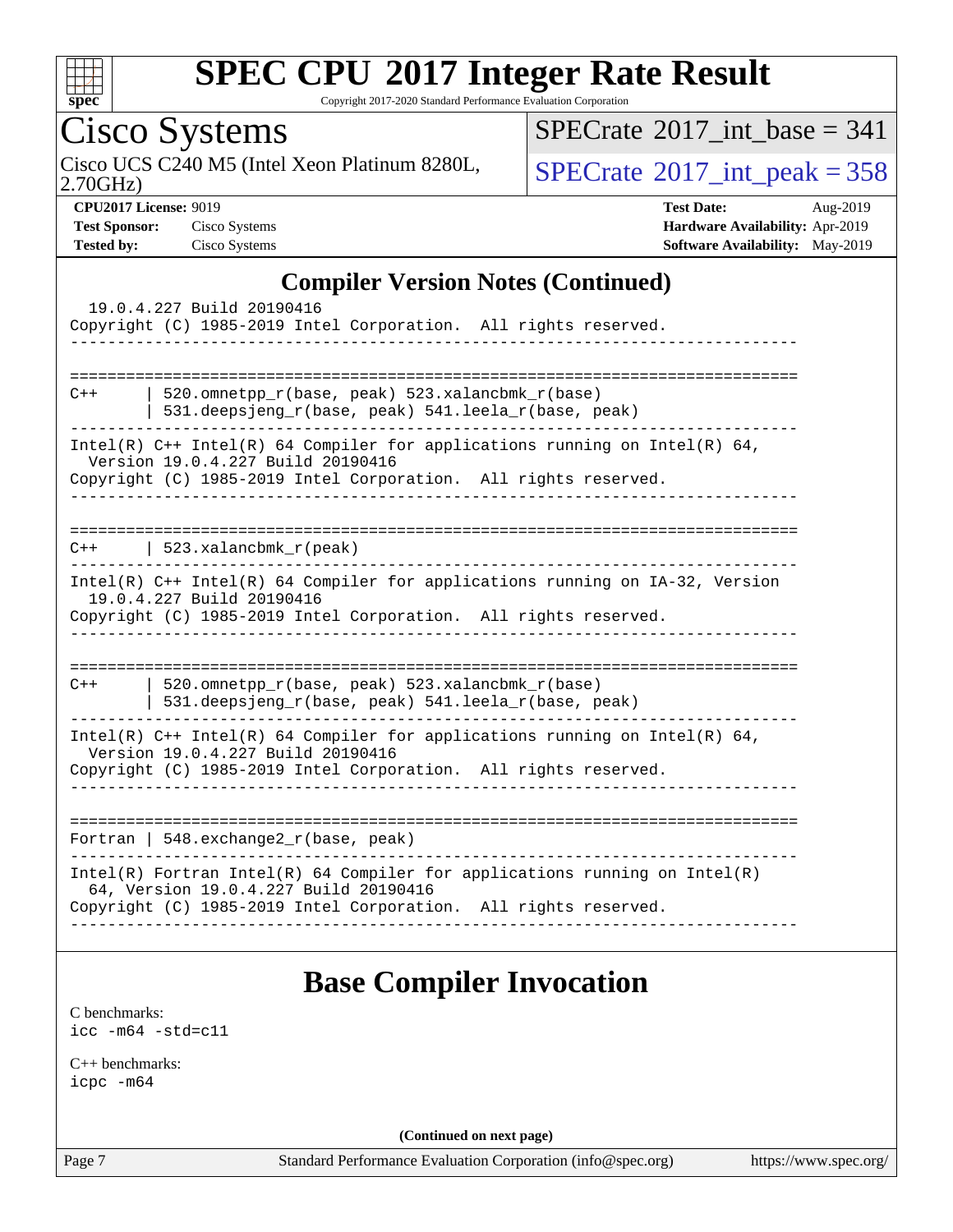## Compiler Version Notes (Continued)

```
  19.0.4.227 Build 20190416
Copyright (C) 1985-2019 Intel Corporation.  All rights reserved.
------------------------------------------------------------------------------

==============================================================================
C++     | 520.omnetpp_r(base, peak) 523.xalancbmk_r(base)
        | 531.deepsjeng_r(base, peak) 541.leela_r(base, peak)
------------------------------------------------------------------------------
Intel(R) C++ Intel(R) 64 Compiler for applications running on Intel(R) 64,
  Version 19.0.4.227 Build 20190416
Copyright (C) 1985-2019 Intel Corporation.  All rights reserved.
------------------------------------------------------------------------------

==============================================================================
C++     | 523.xalancbmk_r(peak)
------------------------------------------------------------------------------
Intel(R) C++ Intel(R) 64 Compiler for applications running on IA-32, Version
  19.0.4.227 Build 20190416
Copyright (C) 1985-2019 Intel Corporation.  All rights reserved.
------------------------------------------------------------------------------

==============================================================================
C++     | 520.omnetpp_r(base, peak) 523.xalancbmk_r(base)
        | 531.deepsjeng_r(base, peak) 541.leela_r(base, peak)
------------------------------------------------------------------------------
Intel(R) C++ Intel(R) 64 Compiler for applications running on Intel(R) 64,
  Version 19.0.4.227 Build 20190416
Copyright (C) 1985-2019 Intel Corporation.  All rights reserved.
------------------------------------------------------------------------------

==============================================================================
Fortran | 548.exchange2_r(base, peak)
------------------------------------------------------------------------------
Intel(R) Fortran Intel(R) 64 Compiler for applications running on Intel(R)
  64, Version 19.0.4.227 Build 20190416
Copyright (C) 1985-2019 Intel Corporation.  All rights reserved.
------------------------------------------------------------------------------
```

## Base Compiler Invocation

C benchmarks:
```
icc -m64 -std=c11
```

C++ benchmarks:
```
icpc -m64
```

(Continued on next page)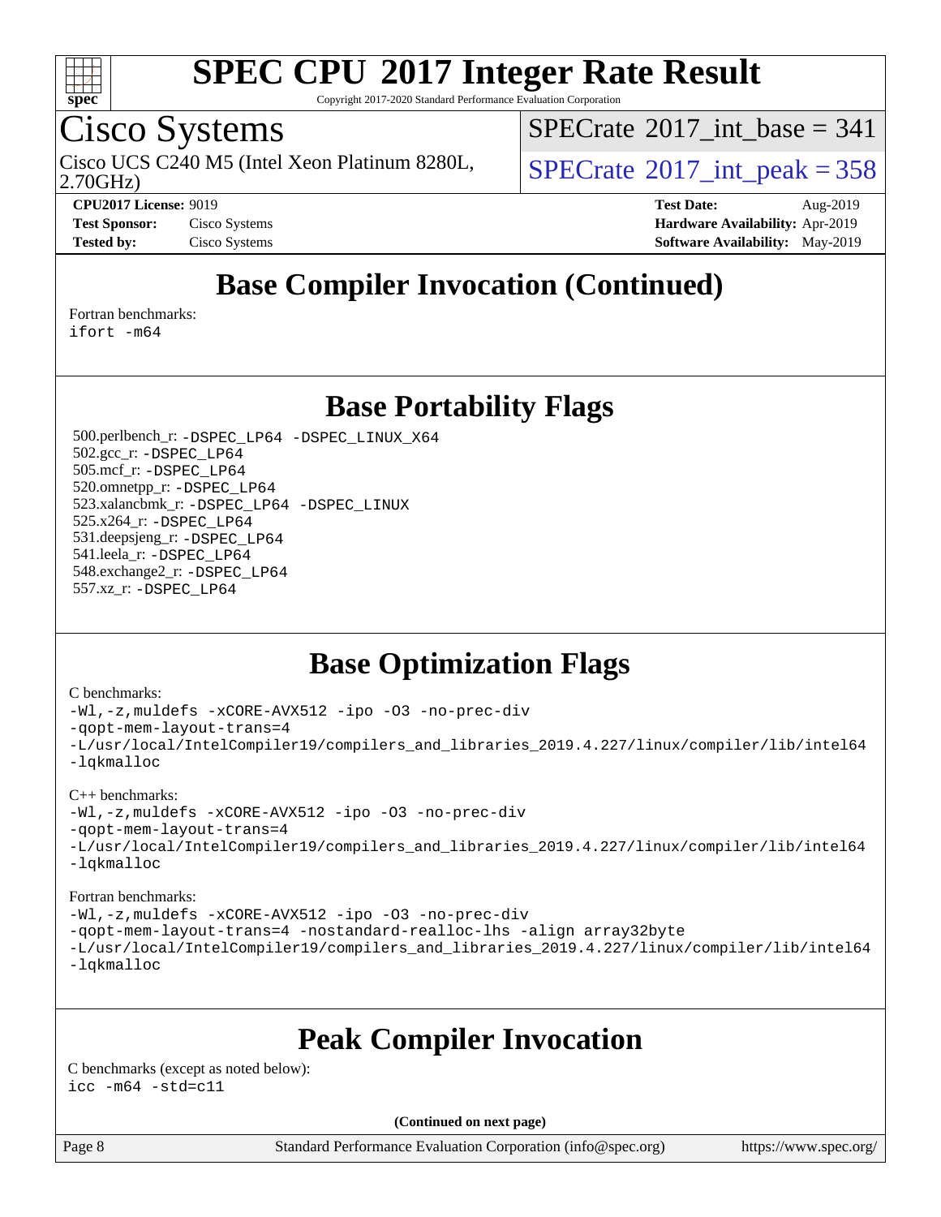# SPEC CPU 2017 Integer Rate Result

Copyright 2017-2020 Standard Performance Evaluation Corporation

## Cisco Systems

Cisco UCS C240 M5 (Intel Xeon Platinum 8280L, 2.70GHz)

SPECrate 2017_int_base = 341

SPECrate 2017_int_peak = 358

**CPU2017 License:** 9019
**Test Sponsor:** Cisco Systems
**Tested by:** Cisco Systems

**Test Date:** Aug-2019
**Hardware Availability:** Apr-2019
**Software Availability:** May-2019

## Base Compiler Invocation (Continued)

Fortran benchmarks:
```
ifort -m64
```

## Base Portability Flags

500.perlbench_r: `-DSPEC_LP64 -DSPEC_LINUX_X64`
502.gcc_r: `-DSPEC_LP64`
505.mcf_r: `-DSPEC_LP64`
520.omnetpp_r: `-DSPEC_LP64`
523.xalancbmk_r: `-DSPEC_LP64 -DSPEC_LINUX`
525.x264_r: `-DSPEC_LP64`
531.deepsjeng_r: `-DSPEC_LP64`
541.leela_r: `-DSPEC_LP64`
548.exchange2_r: `-DSPEC_LP64`
557.xz_r: `-DSPEC_LP64`

## Base Optimization Flags

C benchmarks:
```
-Wl,-z,muldefs -xCORE-AVX512 -ipo -O3 -no-prec-div
-qopt-mem-layout-trans=4
-L/usr/local/IntelCompiler19/compilers_and_libraries_2019.4.227/linux/compiler/lib/intel64
-lqkmalloc
```

C++ benchmarks:
```
-Wl,-z,muldefs -xCORE-AVX512 -ipo -O3 -no-prec-div
-qopt-mem-layout-trans=4
-L/usr/local/IntelCompiler19/compilers_and_libraries_2019.4.227/linux/compiler/lib/intel64
-lqkmalloc
```

Fortran benchmarks:
```
-Wl,-z,muldefs -xCORE-AVX512 -ipo -O3 -no-prec-div
-qopt-mem-layout-trans=4 -nostandard-realloc-lhs -align array32byte
-L/usr/local/IntelCompiler19/compilers_and_libraries_2019.4.227/linux/compiler/lib/intel64
-lqkmalloc
```

## Peak Compiler Invocation

C benchmarks (except as noted below):
```
icc -m64 -std=c11
```

(Continued on next page)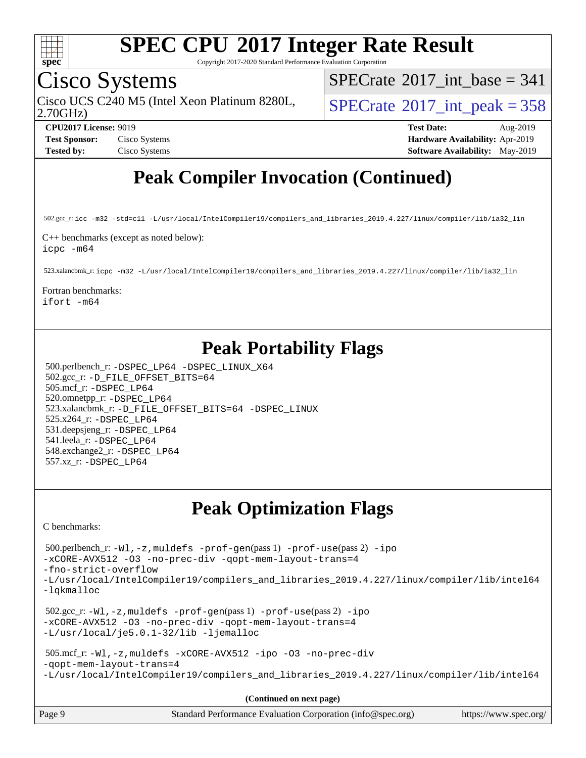# Peak Compiler Invocation (Continued)

502.gcc_r: icc -m32 -std=c11 -L/usr/local/IntelCompiler19/compilers_and_libraries_2019.4.227/linux/compiler/lib/ia32_lin

C++ benchmarks (except as noted below):
icpc -m64

523.xalancbmk_r: icpc -m32 -L/usr/local/IntelCompiler19/compilers_and_libraries_2019.4.227/linux/compiler/lib/ia32_lin

Fortran benchmarks:
ifort -m64

# Peak Portability Flags

500.perlbench_r: -DSPEC_LP64 -DSPEC_LINUX_X64
502.gcc_r: -D_FILE_OFFSET_BITS=64
505.mcf_r: -DSPEC_LP64
520.omnetpp_r: -DSPEC_LP64
523.xalancbmk_r: -D_FILE_OFFSET_BITS=64 -DSPEC_LINUX
525.x264_r: -DSPEC_LP64
531.deepsjeng_r: -DSPEC_LP64
541.leela_r: -DSPEC_LP64
548.exchange2_r: -DSPEC_LP64
557.xz_r: -DSPEC_LP64

# Peak Optimization Flags

C benchmarks:

500.perlbench_r: -Wl,-z,muldefs -prof-gen(pass 1) -prof-use(pass 2) -ipo -xCORE-AVX512 -O3 -no-prec-div -qopt-mem-layout-trans=4 -fno-strict-overflow -L/usr/local/IntelCompiler19/compilers_and_libraries_2019.4.227/linux/compiler/lib/intel64 -lqkmalloc

502.gcc_r: -Wl,-z,muldefs -prof-gen(pass 1) -prof-use(pass 2) -ipo -xCORE-AVX512 -O3 -no-prec-div -qopt-mem-layout-trans=4 -L/usr/local/je5.0.1-32/lib -ljemalloc

505.mcf_r: -Wl,-z,muldefs -xCORE-AVX512 -ipo -O3 -no-prec-div -qopt-mem-layout-trans=4 -L/usr/local/IntelCompiler19/compilers_and_libraries_2019.4.227/linux/compiler/lib/intel64

**(Continued on next page)**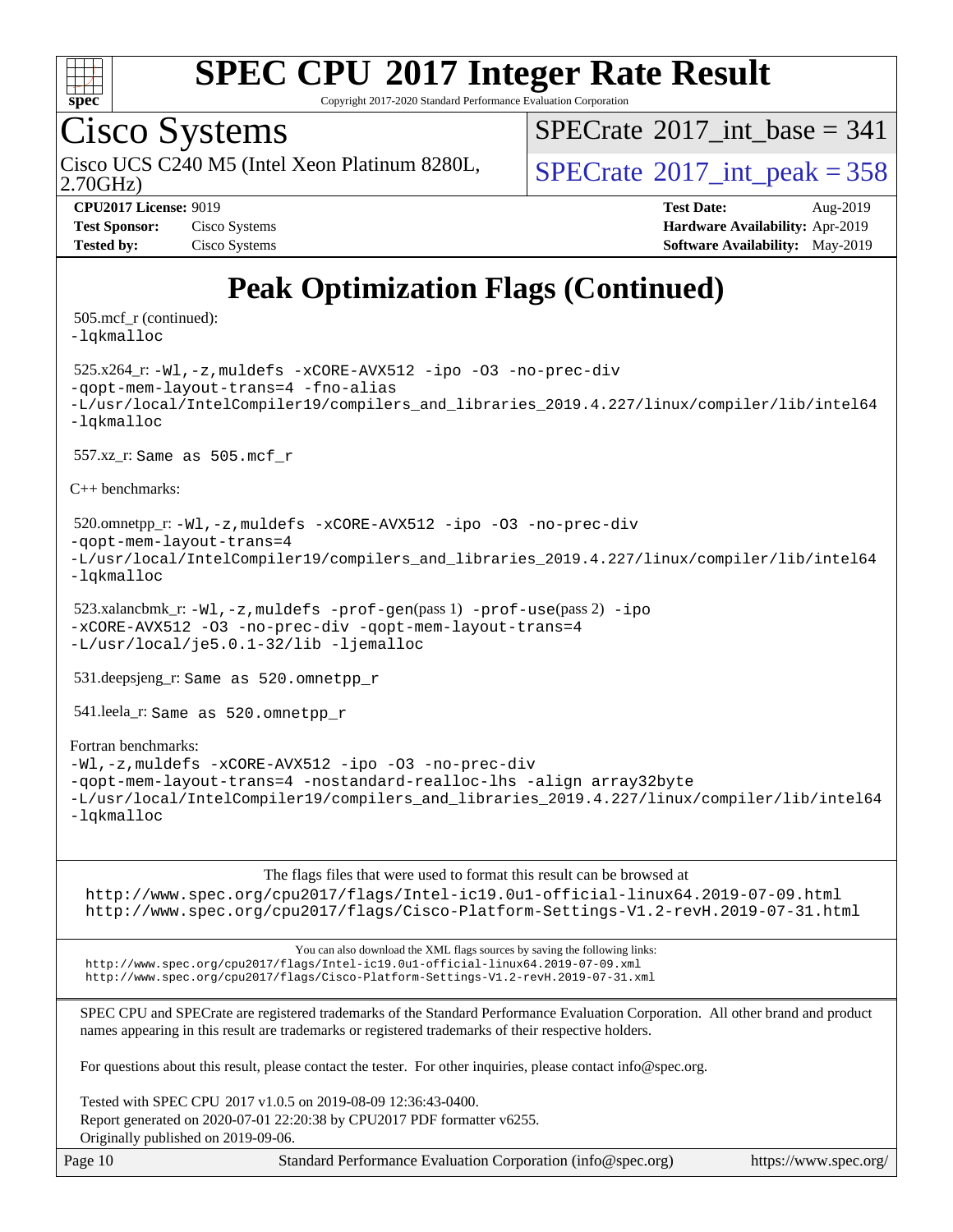# Peak Optimization Flags (Continued)

505.mcf_r (continued):
-lqkmalloc

525.x264_r: -Wl,-z,muldefs -xCORE-AVX512 -ipo -O3 -no-prec-div -qopt-mem-layout-trans=4 -fno-alias -L/usr/local/IntelCompiler19/compilers_and_libraries_2019.4.227/linux/compiler/lib/intel64 -lqkmalloc

557.xz_r: Same as 505.mcf_r

C++ benchmarks:

520.omnetpp_r: -Wl,-z,muldefs -xCORE-AVX512 -ipo -O3 -no-prec-div -qopt-mem-layout-trans=4 -L/usr/local/IntelCompiler19/compilers_and_libraries_2019.4.227/linux/compiler/lib/intel64 -lqkmalloc

523.xalancbmk_r: -Wl,-z,muldefs -prof-gen(pass 1) -prof-use(pass 2) -ipo -xCORE-AVX512 -O3 -no-prec-div -qopt-mem-layout-trans=4 -L/usr/local/je5.0.1-32/lib -ljemalloc

531.deepsjeng_r: Same as 520.omnetpp_r

541.leela_r: Same as 520.omnetpp_r

Fortran benchmarks:
-Wl,-z,muldefs -xCORE-AVX512 -ipo -O3 -no-prec-div -qopt-mem-layout-trans=4 -nostandard-realloc-lhs -align array32byte -L/usr/local/IntelCompiler19/compilers_and_libraries_2019.4.227/linux/compiler/lib/intel64 -lqkmalloc

The flags files that were used to format this result can be browsed at
http://www.spec.org/cpu2017/flags/Intel-ic19.0u1-official-linux64.2019-07-09.html
http://www.spec.org/cpu2017/flags/Cisco-Platform-Settings-V1.2-revH.2019-07-31.html

You can also download the XML flags sources by saving the following links:
http://www.spec.org/cpu2017/flags/Intel-ic19.0u1-official-linux64.2019-07-09.xml
http://www.spec.org/cpu2017/flags/Cisco-Platform-Settings-V1.2-revH.2019-07-31.xml

SPEC CPU and SPECrate are registered trademarks of the Standard Performance Evaluation Corporation. All other brand and product names appearing in this result are trademarks or registered trademarks of their respective holders.

For questions about this result, please contact the tester. For other inquiries, please contact info@spec.org.

Tested with SPEC CPU 2017 v1.0.5 on 2019-08-09 12:36:43-0400.
Report generated on 2020-07-01 22:20:38 by CPU2017 PDF formatter v6255.
Originally published on 2019-09-06.